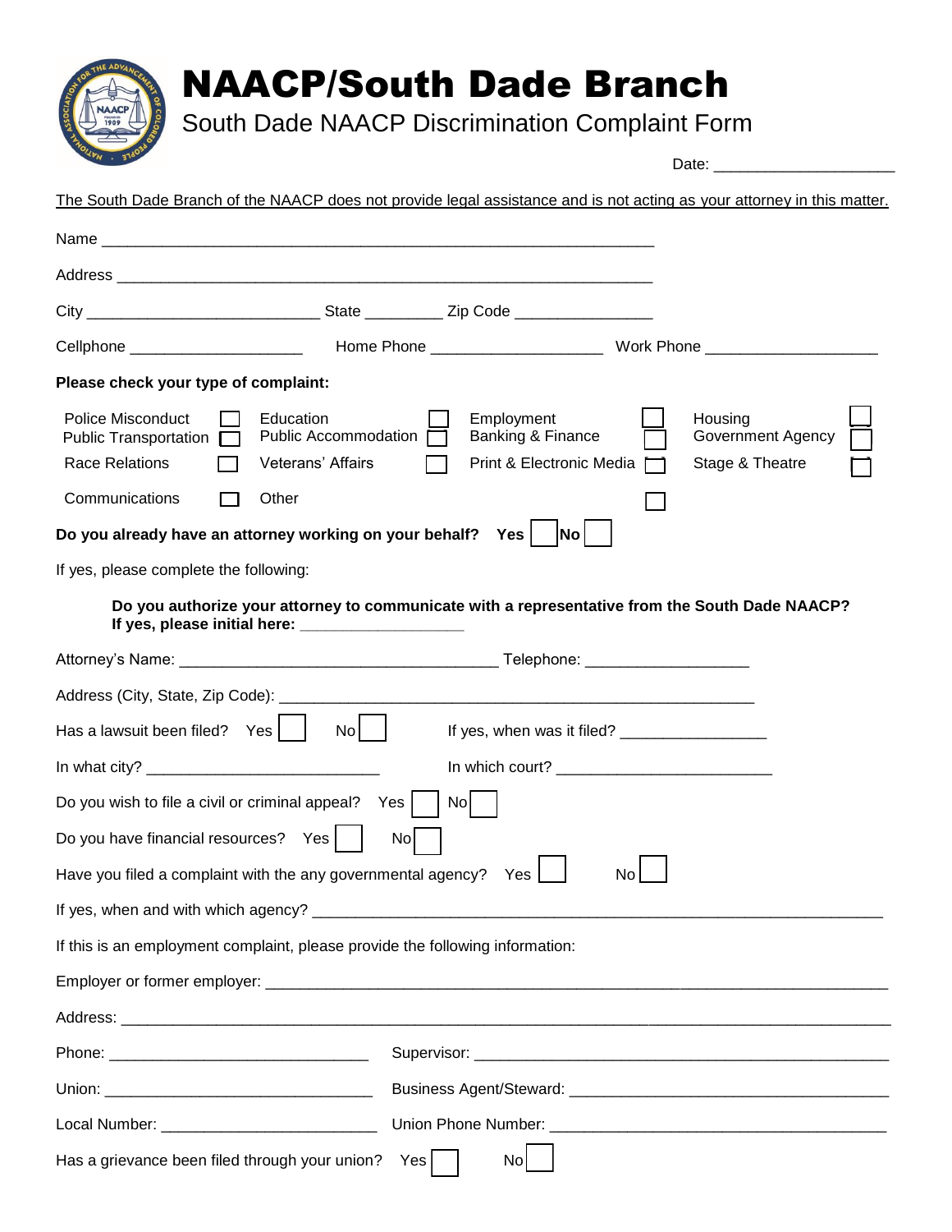# NAACP/South Dade Branch

## South Dade NAACP Discrimination Complaint Form

Date: ____________________

The South Dade Branch of the NAACP does not provide legal assistance and is not acting as your attorney in this matter.

Name ______________________________________________________________

Address ____________________________________________________________

City ___________________________ State _________ Zip Code _______________

Cellphone ____________________ Home Phone ___________________ Work Phone ___________________

**Please check your type of complaint:**

| | | | | | | | |
|---|---|---|---|---|---|---|---|
| Police Misconduct | ☐ | Education | ☐ | Employment | ☐ | Housing | ☐ |
| Public Transportation | ☐ | Public Accommodation | ☐ | Banking & Finance | ☐ | Government Agency | ☐ |
| Race Relations | ☐ | Veterans' Affairs | ☐ | Print & Electronic Media | ☐ | Stage & Theatre | ☐ |
| Communications | ☐ | Other | | | ☐ | | |

**Do you already have an attorney working on your behalf? Yes ☐ No ☐**

If yes, please complete the following:

**Do you authorize your attorney to communicate with a representative from the South Dade NAACP? If yes, please initial here: __________________**

Attorney's Name: ____________________________________ Telephone: __________________

Address (City, State, Zip Code): ______________________________________________________

Has a lawsuit been filed? Yes ☐ No ☐ If yes, when was it filed? ________________

In what city? __________________________ In which court? ________________________

Do you wish to file a civil or criminal appeal? Yes ☐ No ☐

Do you have financial resources? Yes ☐ No ☐

Have you filed a complaint with the any governmental agency? Yes ☐ No ☐

If yes, when and with which agency? __________________________________________________________________

If this is an employment complaint, please provide the following information:

Employer or former employer: ______________________________________________________________________

Address: ______________________________________________________________________________________

Phone: ______________________________ Supervisor: _______________________________________________

Union: _______________________________ Business Agent/Steward: ____________________________________

Local Number: _________________________ Union Phone Number: ______________________________________

Has a grievance been filed through your union? Yes ☐ No ☐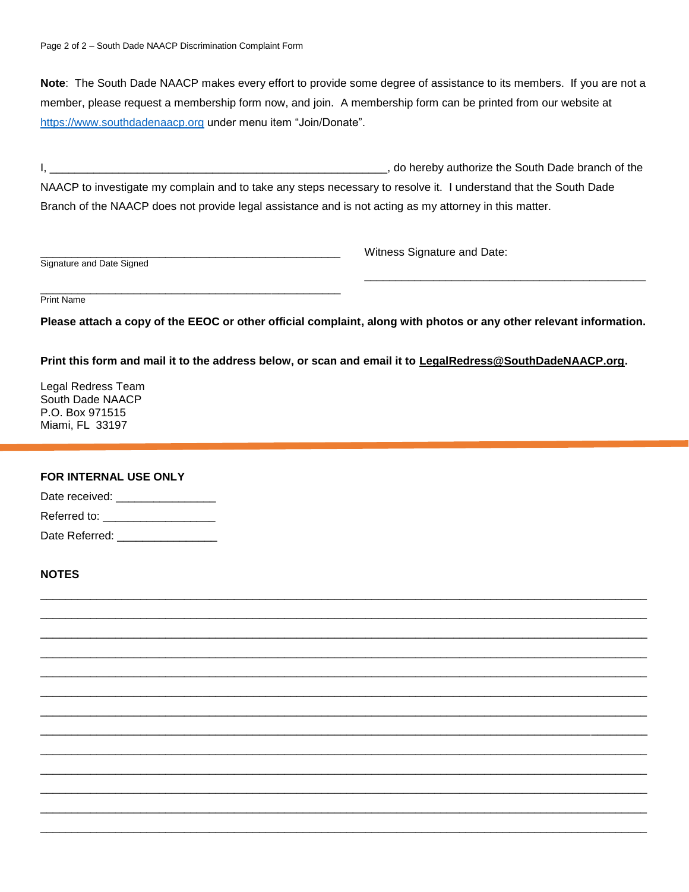**Note**: The South Dade NAACP makes every effort to provide some degree of assistance to its members. If you are not a member, please request a membership form now, and join. A membership form can be printed from our website at https://www.southdadenaacp.org under menu item "Join/Donate".

I, ______________________________________________________, do hereby authorize the South Dade branch of the NAACP to investigate my complain and to take any steps necessary to resolve it. I understand that the South Dade Branch of the NAACP does not provide legal assistance and is not acting as my attorney in this matter.

_________________________________________________
Signature and Date Signed

_________________________________________________
Print Name

Witness Signature and Date:

_____________________________________________

**Please attach a copy of the EEOC or other official complaint, along with photos or any other relevant information.**

**Print this form and mail it to the address below, or scan and email it to LegalRedress@SouthDadeNAACP.org.**

Legal Redress Team
South Dade NAACP
P.O. Box 971515
Miami, FL 33197

---

**FOR INTERNAL USE ONLY**

Date received: ________________

Referred to: __________________

Date Referred: ________________

**NOTES**

_____________________________________________________________________________________________
_____________________________________________________________________________________________
_____________________________________________________________________________________________
_____________________________________________________________________________________________
_____________________________________________________________________________________________
_____________________________________________________________________________________________
_____________________________________________________________________________________________
_____________________________________________________________________________________________
_____________________________________________________________________________________________
_____________________________________________________________________________________________
_____________________________________________________________________________________________
_____________________________________________________________________________________________
_____________________________________________________________________________________________